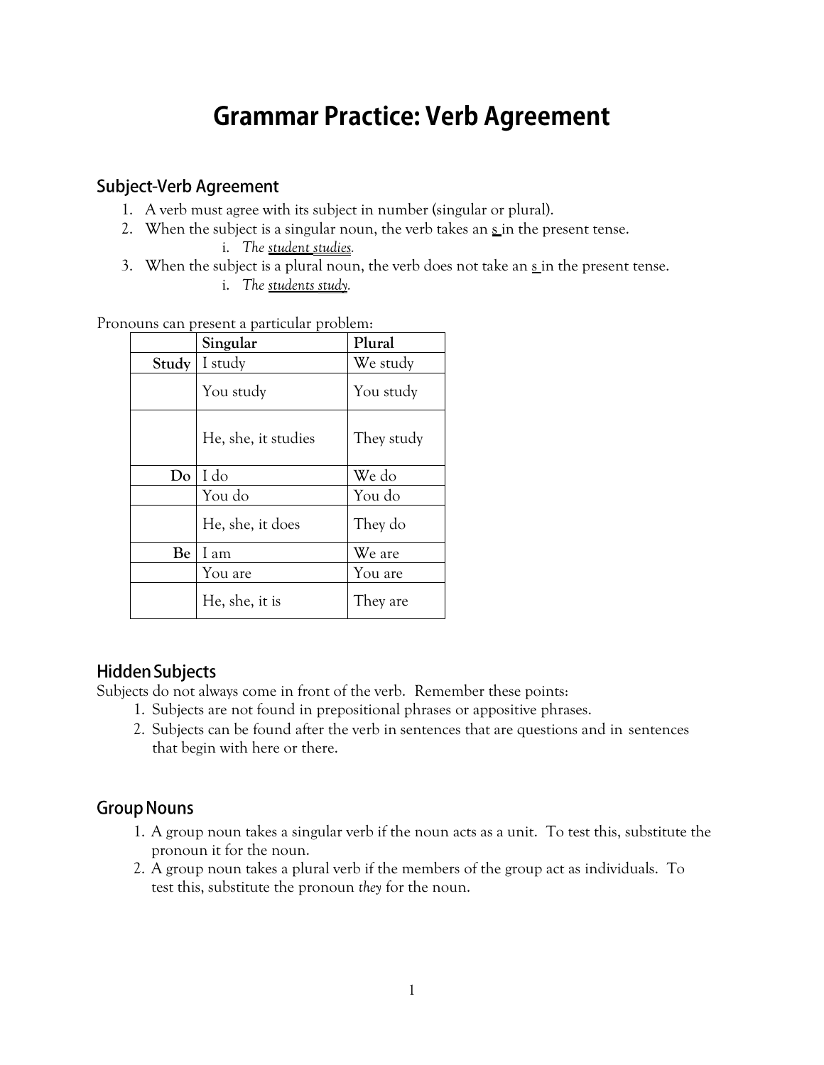# Grammar Practice: Verb Agreement

## Subject-Verb Agreement

1. A verb must agree with its subject in number (singular or plural).
2. When the subject is a singular noun, the verb takes an s in the present tense.
   i. *The student studies.*
3. When the subject is a plural noun, the verb does not take an s in the present tense.
   i. *The students study.*

Pronouns can present a particular problem:

| | Singular | Plural |
|---|---|---|
| **Study** | I study | We study |
| | You study | You study |
| | He, she, it studies | They study |
| **Do** | I do | We do |
| | You do | You do |
| | He, she, it does | They do |
| **Be** | I am | We are |
| | You are | You are |
| | He, she, it is | They are |

## Hidden Subjects

Subjects do not always come in front of the verb. Remember these points:

1. Subjects are not found in prepositional phrases or appositive phrases.
2. Subjects can be found after the verb in sentences that are questions and in sentences that begin with here or there.

## Group Nouns

1. A group noun takes a singular verb if the noun acts as a unit. To test this, substitute the pronoun it for the noun.
2. A group noun takes a plural verb if the members of the group act as individuals. To test this, substitute the pronoun *they* for the noun.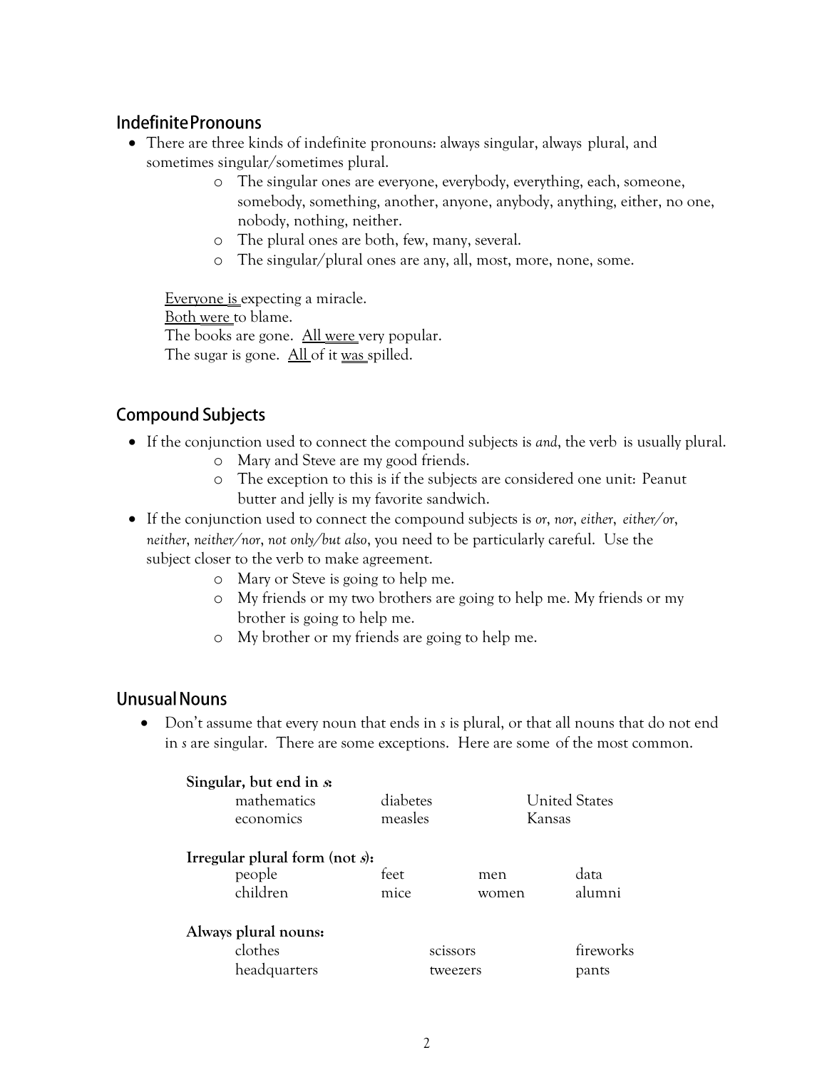## Indefinite Pronouns

- There are three kinds of indefinite pronouns: always singular, always plural, and sometimes singular/sometimes plural.
  - The singular ones are everyone, everybody, everything, each, someone, somebody, something, another, anyone, anybody, anything, either, no one, nobody, nothing, neither.
  - The plural ones are both, few, many, several.
  - The singular/plural ones are any, all, most, more, none, some.

<u>Everyone is</u> expecting a miracle.
<u>Both were</u> to blame.
The books are gone. <u>All were</u> very popular.
The sugar is gone. <u>All</u> of it <u>was</u> spilled.

## Compound Subjects

- If the conjunction used to connect the compound subjects is *and*, the verb is usually plural.
  - Mary and Steve are my good friends.
  - The exception to this is if the subjects are considered one unit: Peanut butter and jelly is my favorite sandwich.
- If the conjunction used to connect the compound subjects is *or*, *nor*, *either*, *either/or*, *neither*, *neither/nor*, *not only/but also*, you need to be particularly careful. Use the subject closer to the verb to make agreement.
  - Mary or Steve is going to help me.
  - My friends or my two brothers are going to help me. My friends or my brother is going to help me.
  - My brother or my friends are going to help me.

## Unusual Nouns

- Don't assume that every noun that ends in *s* is plural, or that all nouns that do not end in *s* are singular. There are some exceptions. Here are some of the most common.

**Singular, but end in *s*:**

| | | |
|---|---|---|
| mathematics | diabetes | United States |
| economics | measles | Kansas |

**Irregular plural form (not *s*):**

| | | | |
|---|---|---|---|
| people | feet | men | data |
| children | mice | women | alumni |

**Always plural nouns:**

| | | |
|---|---|---|
| clothes | scissors | fireworks |
| headquarters | tweezers | pants |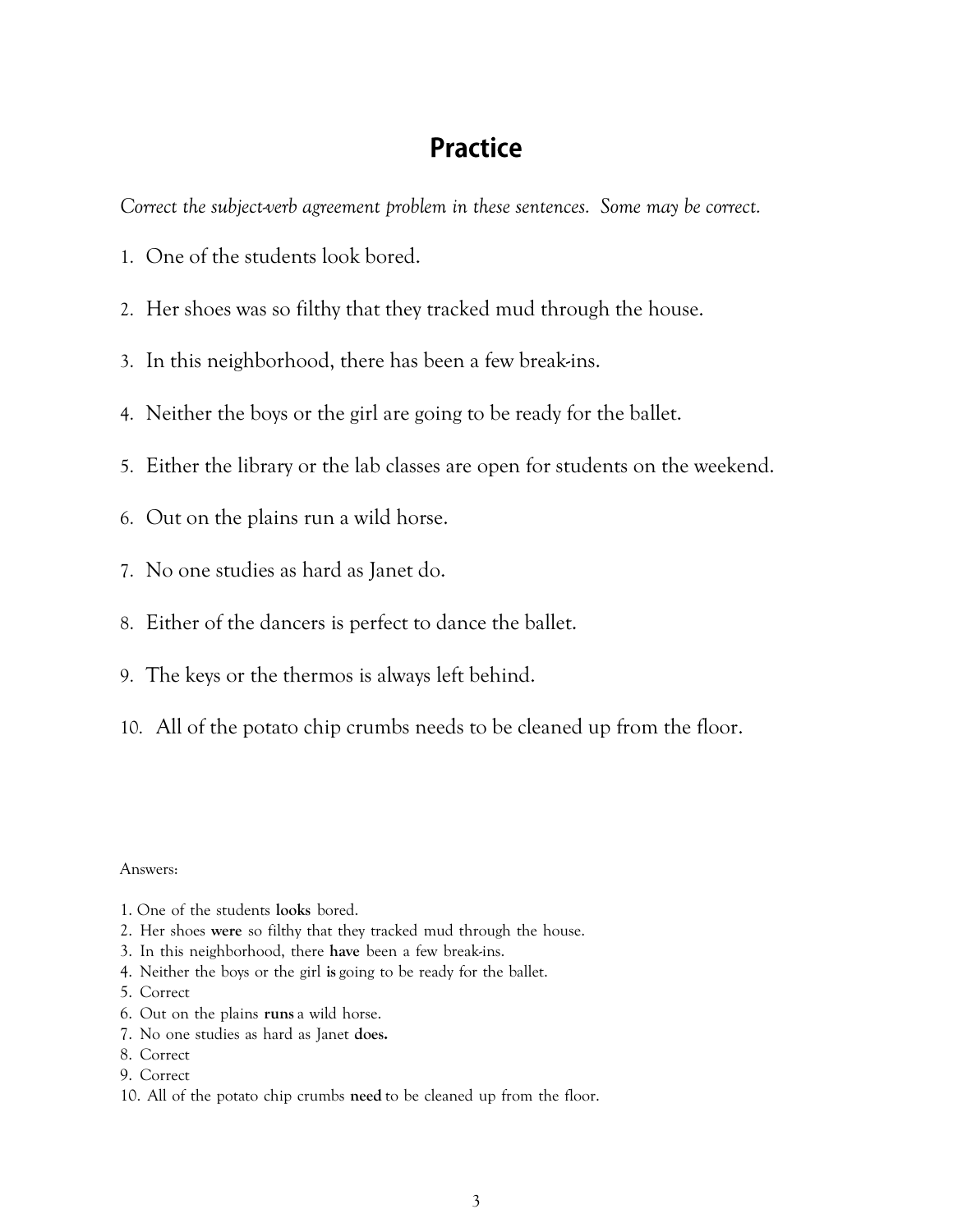## Practice

*Correct the subject-verb agreement problem in these sentences. Some may be correct.*

1. One of the students look bored.
2. Her shoes was so filthy that they tracked mud through the house.
3. In this neighborhood, there has been a few break-ins.
4. Neither the boys or the girl are going to be ready for the ballet.
5. Either the library or the lab classes are open for students on the weekend.
6. Out on the plains run a wild horse.
7. No one studies as hard as Janet do.
8. Either of the dancers is perfect to dance the ballet.
9. The keys or the thermos is always left behind.
10. All of the potato chip crumbs needs to be cleaned up from the floor.

Answers:

1. One of the students **looks** bored.
2. Her shoes **were** so filthy that they tracked mud through the house.
3. In this neighborhood, there **have** been a few break-ins.
4. Neither the boys or the girl **is** going to be ready for the ballet.
5. Correct
6. Out on the plains **runs** a wild horse.
7. No one studies as hard as Janet **does.**
8. Correct
9. Correct
10. All of the potato chip crumbs **need** to be cleaned up from the floor.